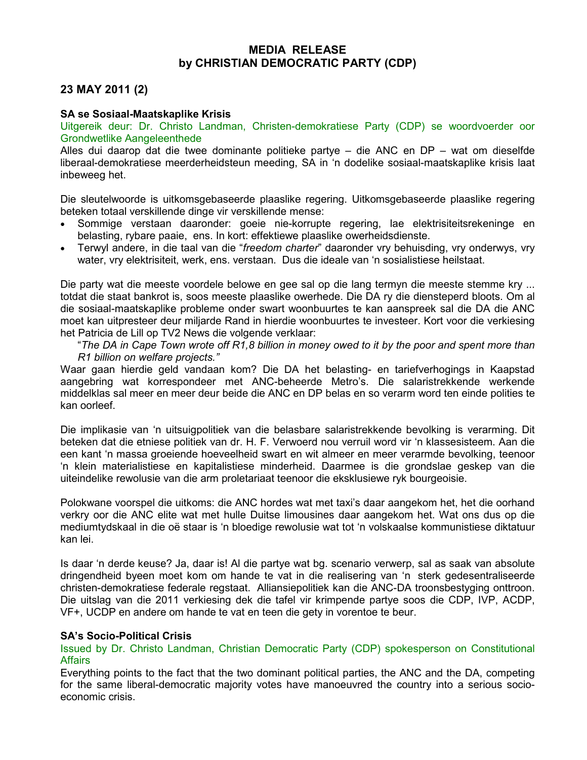# MEDIA RELEASE
# by CHRISTIAN DEMOCRATIC PARTY (CDP)

## 23 MAY 2011 (2)

### SA se Sosiaal-Maatskaplike Krisis

Uitgereik deur: Dr. Christo Landman, Christen-demokratiese Party (CDP) se woordvoerder oor Grondwetlike Aangeleenthede

Alles dui daarop dat die twee dominante politieke partye – die ANC en DP – wat om dieselfde liberaal-demokratiese meerderheidsteun meeding, SA in 'n dodelike sosiaal-maatskaplike krisis laat inbeweeg het.

Die sleutelwoorde is uitkomsgebaseerde plaaslike regering. Uitkomsgebaseerde plaaslike regering beteken totaal verskillende dinge vir verskillende mense:

- Sommige verstaan daaronder: goeie nie-korrupte regering, lae elektrisiteitsrekeninge en belasting, rybare paaie, ens. In kort: effektiewe plaaslike owerheidsdienste.
- Terwyl andere, in die taal van die "*freedom charter*" daaronder vry behuisding, vry onderwys, vry water, vry elektrisiteit, werk, ens. verstaan. Dus die ideale van 'n sosialistiese heilstaat.

Die party wat die meeste voordele belowe en gee sal op die lang termyn die meeste stemme kry ... totdat die staat bankrot is, soos meeste plaaslike owerhede. Die DA ry die diensteperd bloots. Om al die sosiaal-maatskaplike probleme onder swart woonbuurtes te kan aanspreek sal die DA die ANC moet kan uitpresteer deur miljarde Rand in hierdie woonbuurtes te investeer. Kort voor die verkiesing het Patricia de Lill op TV2 News die volgende verklaar:

> "*The DA in Cape Town wrote off R1,8 billion in money owed to it by the poor and spent more than R1 billion on welfare projects.*"

Waar gaan hierdie geld vandaan kom? Die DA het belasting- en tariefverhogings in Kaapstad aangebring wat korrespondeer met ANC-beheerde Metro's. Die salaristrekkende werkende middelklas sal meer en meer deur beide die ANC en DP belas en so verarm word ten einde polities te kan oorleef.

Die implikasie van 'n uitsuigpolitiek van die belasbare salaristrekkende bevolking is verarming. Dit beteken dat die etniese politiek van dr. H. F. Verwoerd nou verruil word vir 'n klassesisteem. Aan die een kant 'n massa groeiende hoeveelheid swart en wit almeer en meer verarmde bevolking, teenoor 'n klein materialistiese en kapitalistiese minderheid. Daarmee is die grondslae geskep van die uiteindelike rewolusie van die arm proletariaat teenoor die eksklusiewe ryk bourgeoisie.

Polokwane voorspel die uitkoms: die ANC hordes wat met taxi's daar aangekom het, het die oorhand verkry oor die ANC elite wat met hulle Duitse limousines daar aangekom het. Wat ons dus op die mediumtydskaal in die oë staar is 'n bloedige rewolusie wat tot 'n volskaalse kommunistiese diktatuur kan lei.

Is daar 'n derde keuse? Ja, daar is! Al die partye wat bg. scenario verwerp, sal as saak van absolute dringendheid byeen moet kom om hande te vat in die realisering van 'n sterk gedesentraliseerde christen-demokratiese federale regstaat. Alliansiepolitiek kan die ANC-DA troonsbestyging onttroon. Die uitslag van die 2011 verkiesing dek die tafel vir krimpende partye soos die CDP, IVP, ACDP, VF+, UCDP en andere om hande te vat en teen die gety in vorentoe te beur.

### SA's Socio-Political Crisis

Issued by Dr. Christo Landman, Christian Democratic Party (CDP) spokesperson on Constitutional Affairs

Everything points to the fact that the two dominant political parties, the ANC and the DA, competing for the same liberal-democratic majority votes have manoeuvred the country into a serious socio-economic crisis.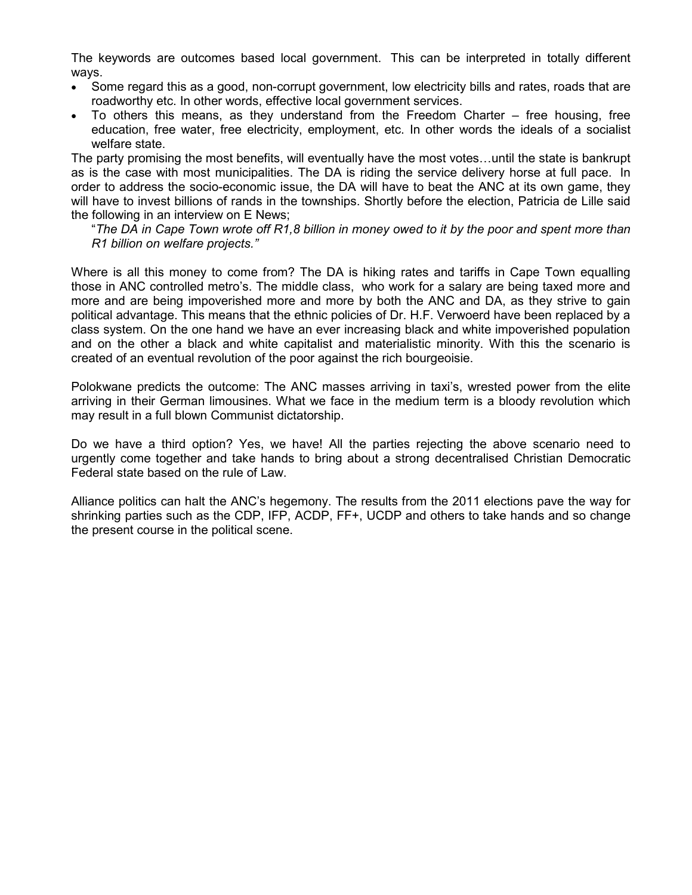The keywords are outcomes based local government. This can be interpreted in totally different ways.

- Some regard this as a good, non-corrupt government, low electricity bills and rates, roads that are roadworthy etc. In other words, effective local government services.
- To others this means, as they understand from the Freedom Charter – free housing, free education, free water, free electricity, employment, etc. In other words the ideals of a socialist welfare state.

The party promising the most benefits, will eventually have the most votes…until the state is bankrupt as is the case with most municipalities. The DA is riding the service delivery horse at full pace. In order to address the socio-economic issue, the DA will have to beat the ANC at its own game, they will have to invest billions of rands in the townships. Shortly before the election, Patricia de Lille said the following in an interview on E News;

> "*The DA in Cape Town wrote off R1,8 billion in money owed to it by the poor and spent more than R1 billion on welfare projects.*"

Where is all this money to come from? The DA is hiking rates and tariffs in Cape Town equalling those in ANC controlled metro's. The middle class, who work for a salary are being taxed more and more and are being impoverished more and more by both the ANC and DA, as they strive to gain political advantage. This means that the ethnic policies of Dr. H.F. Verwoerd have been replaced by a class system. On the one hand we have an ever increasing black and white impoverished population and on the other a black and white capitalist and materialistic minority. With this the scenario is created of an eventual revolution of the poor against the rich bourgeoisie.

Polokwane predicts the outcome: The ANC masses arriving in taxi's, wrested power from the elite arriving in their German limousines. What we face in the medium term is a bloody revolution which may result in a full blown Communist dictatorship.

Do we have a third option? Yes, we have! All the parties rejecting the above scenario need to urgently come together and take hands to bring about a strong decentralised Christian Democratic Federal state based on the rule of Law.

Alliance politics can halt the ANC's hegemony. The results from the 2011 elections pave the way for shrinking parties such as the CDP, IFP, ACDP, FF+, UCDP and others to take hands and so change the present course in the political scene.